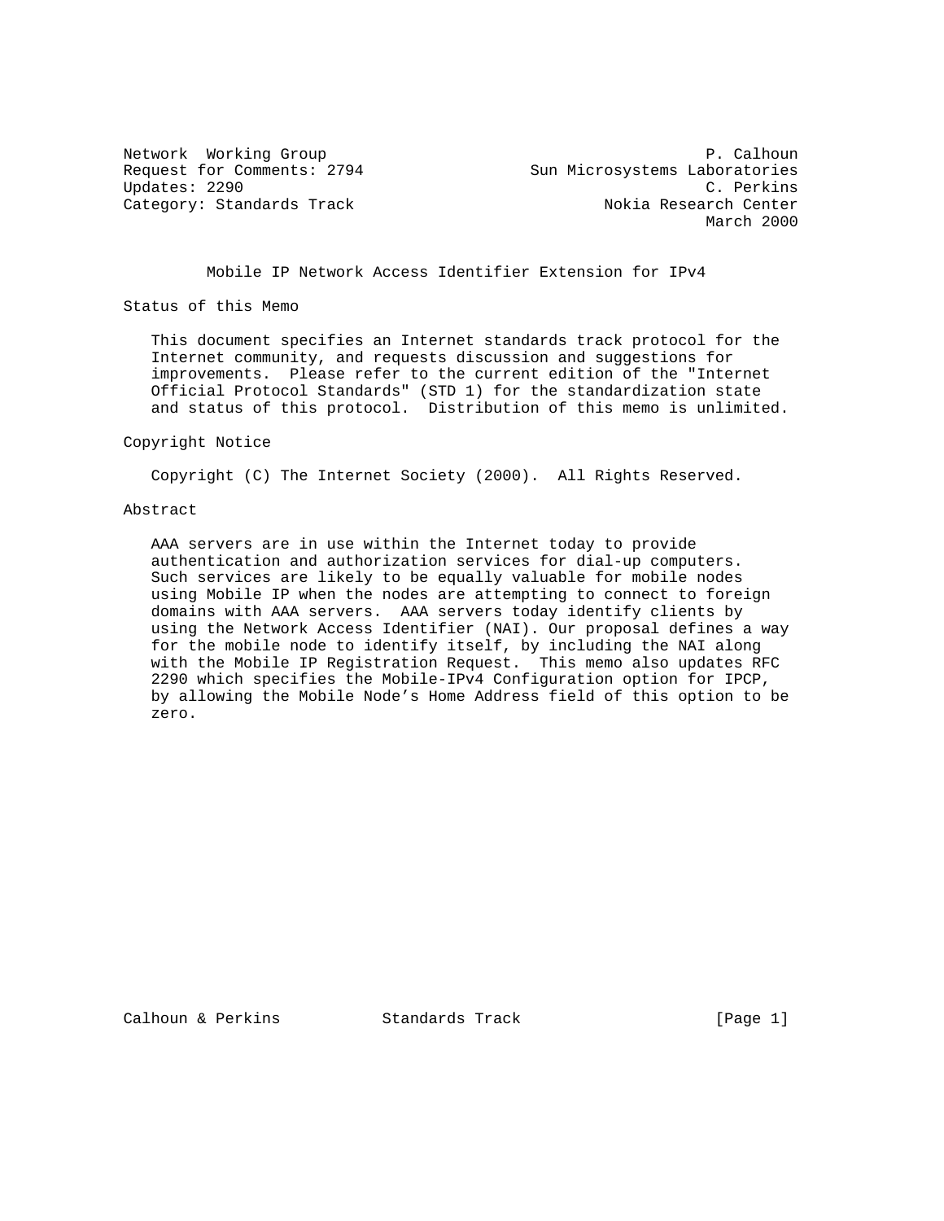Network Working Group P. Calhoun
Request for Comments: 2794 Sun Microsystems Laboratories
Updates: 2290 C. Perkins
Category: Standards Track Nokia Research Center
March 2000

# Mobile IP Network Access Identifier Extension for IPv4

## Status of this Memo

This document specifies an Internet standards track protocol for the Internet community, and requests discussion and suggestions for improvements. Please refer to the current edition of the "Internet Official Protocol Standards" (STD 1) for the standardization state and status of this protocol. Distribution of this memo is unlimited.

## Copyright Notice

Copyright (C) The Internet Society (2000). All Rights Reserved.

## Abstract

AAA servers are in use within the Internet today to provide authentication and authorization services for dial-up computers. Such services are likely to be equally valuable for mobile nodes using Mobile IP when the nodes are attempting to connect to foreign domains with AAA servers. AAA servers today identify clients by using the Network Access Identifier (NAI). Our proposal defines a way for the mobile node to identify itself, by including the NAI along with the Mobile IP Registration Request. This memo also updates RFC 2290 which specifies the Mobile-IPv4 Configuration option for IPCP, by allowing the Mobile Node's Home Address field of this option to be zero.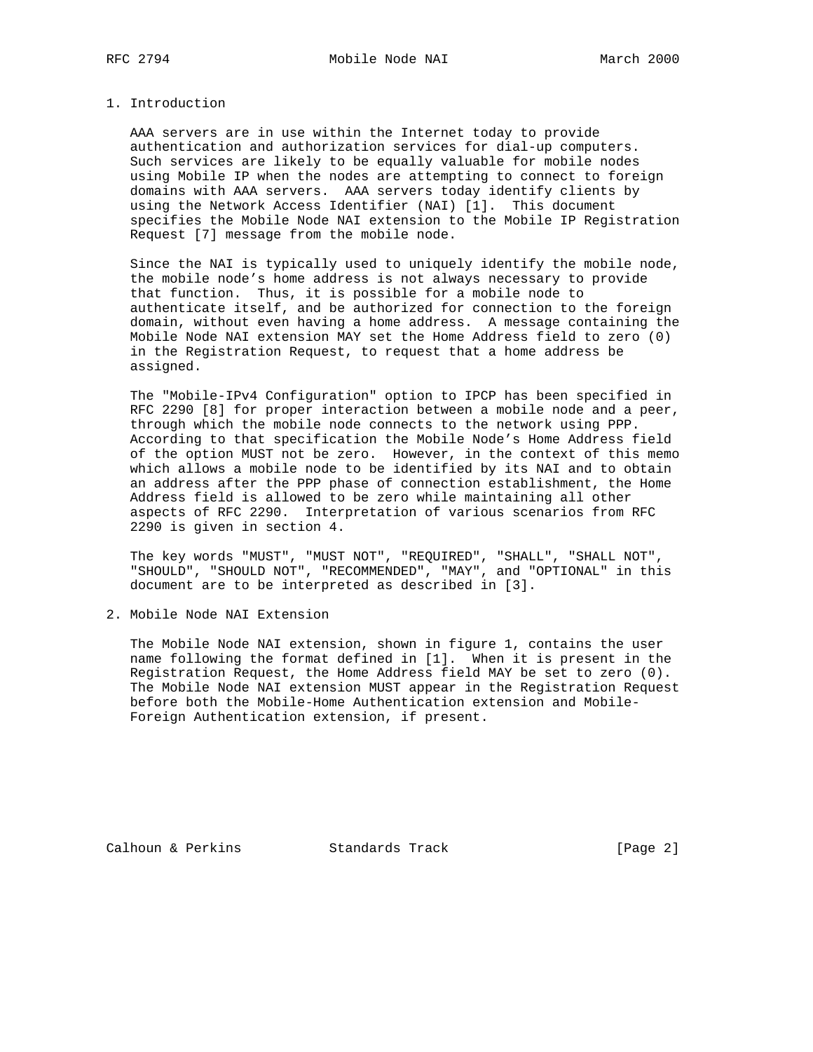## 1. Introduction

AAA servers are in use within the Internet today to provide authentication and authorization services for dial-up computers. Such services are likely to be equally valuable for mobile nodes using Mobile IP when the nodes are attempting to connect to foreign domains with AAA servers. AAA servers today identify clients by using the Network Access Identifier (NAI) [1]. This document specifies the Mobile Node NAI extension to the Mobile IP Registration Request [7] message from the mobile node.

Since the NAI is typically used to uniquely identify the mobile node, the mobile node's home address is not always necessary to provide that function. Thus, it is possible for a mobile node to authenticate itself, and be authorized for connection to the foreign domain, without even having a home address. A message containing the Mobile Node NAI extension MAY set the Home Address field to zero (0) in the Registration Request, to request that a home address be assigned.

The "Mobile-IPv4 Configuration" option to IPCP has been specified in RFC 2290 [8] for proper interaction between a mobile node and a peer, through which the mobile node connects to the network using PPP. According to that specification the Mobile Node's Home Address field of the option MUST not be zero. However, in the context of this memo which allows a mobile node to be identified by its NAI and to obtain an address after the PPP phase of connection establishment, the Home Address field is allowed to be zero while maintaining all other aspects of RFC 2290. Interpretation of various scenarios from RFC 2290 is given in section 4.

The key words "MUST", "MUST NOT", "REQUIRED", "SHALL", "SHALL NOT", "SHOULD", "SHOULD NOT", "RECOMMENDED", "MAY", and "OPTIONAL" in this document are to be interpreted as described in [3].

## 2. Mobile Node NAI Extension

The Mobile Node NAI extension, shown in figure 1, contains the user name following the format defined in [1]. When it is present in the Registration Request, the Home Address field MAY be set to zero (0). The Mobile Node NAI extension MUST appear in the Registration Request before both the Mobile-Home Authentication extension and Mobile-Foreign Authentication extension, if present.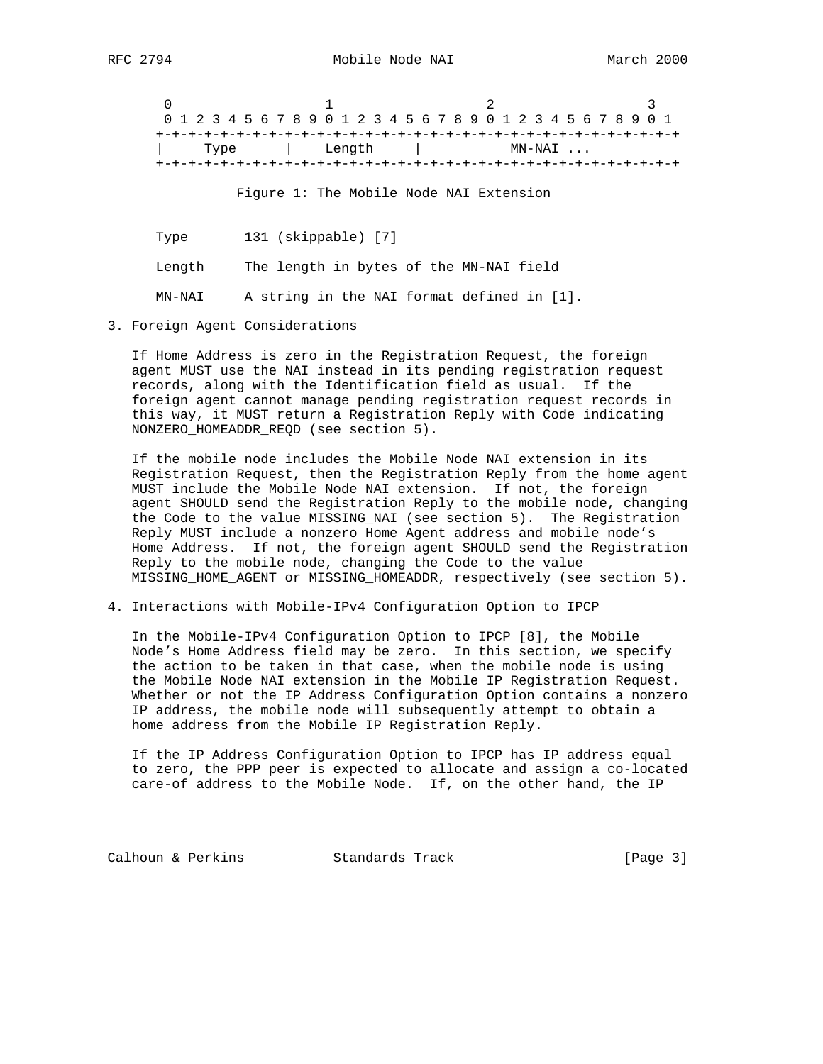```
    0                   1                   2                   3
    0 1 2 3 4 5 6 7 8 9 0 1 2 3 4 5 6 7 8 9 0 1 2 3 4 5 6 7 8 9 0 1
   +-+-+-+-+-+-+-+-+-+-+-+-+-+-+-+-+-+-+-+-+-+-+-+-+-+-+-+-+-+-+-+-+
   |     Type      |    Length     |          MN-NAI ...
   +-+-+-+-+-+-+-+-+-+-+-+-+-+-+-+-+-+-+-+-+-+-+-+-+-+-+-+-+-+-+-+-+
```

Figure 1: The Mobile Node NAI Extension

Type 131 (skippable) [7]

Length The length in bytes of the MN-NAI field

MN-NAI A string in the NAI format defined in [1].

## 3. Foreign Agent Considerations

If Home Address is zero in the Registration Request, the foreign agent MUST use the NAI instead in its pending registration request records, along with the Identification field as usual. If the foreign agent cannot manage pending registration request records in this way, it MUST return a Registration Reply with Code indicating NONZERO_HOMEADDR_REQD (see section 5).

If the mobile node includes the Mobile Node NAI extension in its Registration Request, then the Registration Reply from the home agent MUST include the Mobile Node NAI extension. If not, the foreign agent SHOULD send the Registration Reply to the mobile node, changing the Code to the value MISSING_NAI (see section 5). The Registration Reply MUST include a nonzero Home Agent address and mobile node's Home Address. If not, the foreign agent SHOULD send the Registration Reply to the mobile node, changing the Code to the value MISSING_HOME_AGENT or MISSING_HOMEADDR, respectively (see section 5).

## 4. Interactions with Mobile-IPv4 Configuration Option to IPCP

In the Mobile-IPv4 Configuration Option to IPCP [8], the Mobile Node's Home Address field may be zero. In this section, we specify the action to be taken in that case, when the mobile node is using the Mobile Node NAI extension in the Mobile IP Registration Request. Whether or not the IP Address Configuration Option contains a nonzero IP address, the mobile node will subsequently attempt to obtain a home address from the Mobile IP Registration Reply.

If the IP Address Configuration Option to IPCP has IP address equal to zero, the PPP peer is expected to allocate and assign a co-located care-of address to the Mobile Node. If, on the other hand, the IP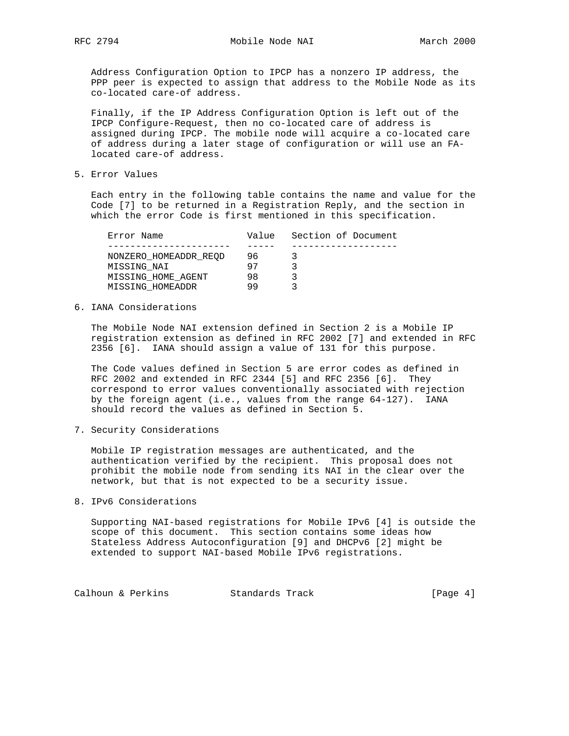Address Configuration Option to IPCP has a nonzero IP address, the PPP peer is expected to assign that address to the Mobile Node as its co-located care-of address.

Finally, if the IP Address Configuration Option is left out of the IPCP Configure-Request, then no co-located care of address is assigned during IPCP. The mobile node will acquire a co-located care of address during a later stage of configuration or will use an FA-located care-of address.

## 5. Error Values

Each entry in the following table contains the name and value for the Code [7] to be returned in a Registration Reply, and the section in which the error Code is first mentioned in this specification.

| Error Name | Value | Section of Document |
|---|---|---|
| NONZERO_HOMEADDR_REQD | 96 | 3 |
| MISSING_NAI | 97 | 3 |
| MISSING_HOME_AGENT | 98 | 3 |
| MISSING_HOMEADDR | 99 | 3 |

## 6. IANA Considerations

The Mobile Node NAI extension defined in Section 2 is a Mobile IP registration extension as defined in RFC 2002 [7] and extended in RFC 2356 [6]. IANA should assign a value of 131 for this purpose.

The Code values defined in Section 5 are error codes as defined in RFC 2002 and extended in RFC 2344 [5] and RFC 2356 [6]. They correspond to error values conventionally associated with rejection by the foreign agent (i.e., values from the range 64-127). IANA should record the values as defined in Section 5.

## 7. Security Considerations

Mobile IP registration messages are authenticated, and the authentication verified by the recipient. This proposal does not prohibit the mobile node from sending its NAI in the clear over the network, but that is not expected to be a security issue.

## 8. IPv6 Considerations

Supporting NAI-based registrations for Mobile IPv6 [4] is outside the scope of this document. This section contains some ideas how Stateless Address Autoconfiguration [9] and DHCPv6 [2] might be extended to support NAI-based Mobile IPv6 registrations.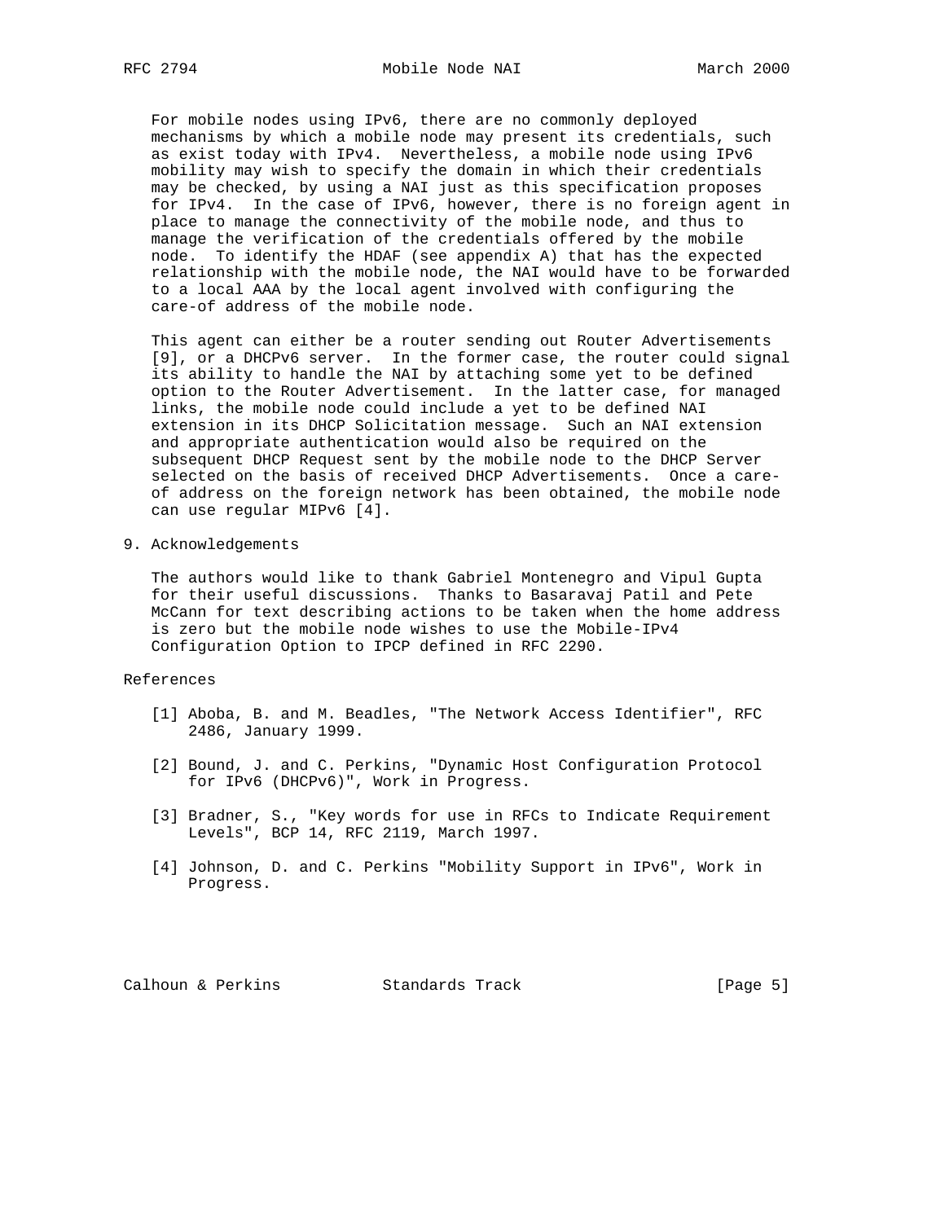For mobile nodes using IPv6, there are no commonly deployed mechanisms by which a mobile node may present its credentials, such as exist today with IPv4. Nevertheless, a mobile node using IPv6 mobility may wish to specify the domain in which their credentials may be checked, by using a NAI just as this specification proposes for IPv4. In the case of IPv6, however, there is no foreign agent in place to manage the connectivity of the mobile node, and thus to manage the verification of the credentials offered by the mobile node. To identify the HDAF (see appendix A) that has the expected relationship with the mobile node, the NAI would have to be forwarded to a local AAA by the local agent involved with configuring the care-of address of the mobile node.

This agent can either be a router sending out Router Advertisements [9], or a DHCPv6 server. In the former case, the router could signal its ability to handle the NAI by attaching some yet to be defined option to the Router Advertisement. In the latter case, for managed links, the mobile node could include a yet to be defined NAI extension in its DHCP Solicitation message. Such an NAI extension and appropriate authentication would also be required on the subsequent DHCP Request sent by the mobile node to the DHCP Server selected on the basis of received DHCP Advertisements. Once a care-of address on the foreign network has been obtained, the mobile node can use regular MIPv6 [4].

## 9. Acknowledgements

The authors would like to thank Gabriel Montenegro and Vipul Gupta for their useful discussions. Thanks to Basaravaj Patil and Pete McCann for text describing actions to be taken when the home address is zero but the mobile node wishes to use the Mobile-IPv4 Configuration Option to IPCP defined in RFC 2290.

## References

[1] Aboba, B. and M. Beadles, "The Network Access Identifier", RFC 2486, January 1999.

[2] Bound, J. and C. Perkins, "Dynamic Host Configuration Protocol for IPv6 (DHCPv6)", Work in Progress.

[3] Bradner, S., "Key words for use in RFCs to Indicate Requirement Levels", BCP 14, RFC 2119, March 1997.

[4] Johnson, D. and C. Perkins "Mobility Support in IPv6", Work in Progress.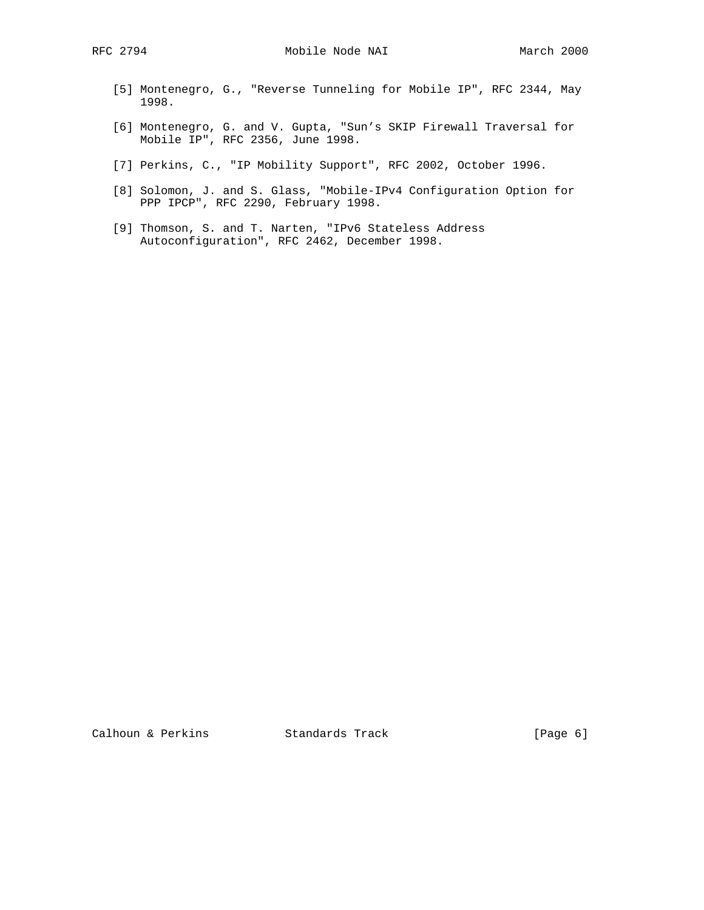[5] Montenegro, G., "Reverse Tunneling for Mobile IP", RFC 2344, May 1998.

[6] Montenegro, G. and V. Gupta, "Sun's SKIP Firewall Traversal for Mobile IP", RFC 2356, June 1998.

[7] Perkins, C., "IP Mobility Support", RFC 2002, October 1996.

[8] Solomon, J. and S. Glass, "Mobile-IPv4 Configuration Option for PPP IPCP", RFC 2290, February 1998.

[9] Thomson, S. and T. Narten, "IPv6 Stateless Address Autoconfiguration", RFC 2462, December 1998.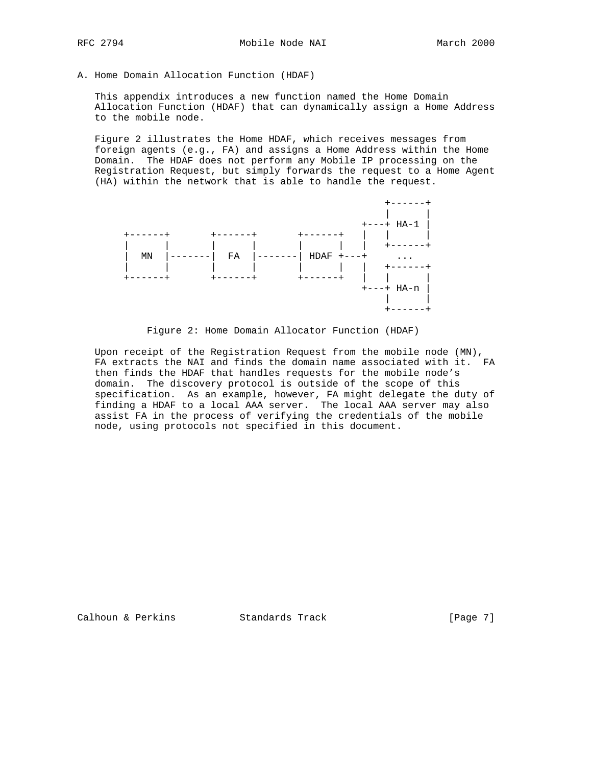## A. Home Domain Allocation Function (HDAF)

This appendix introduces a new function named the Home Domain Allocation Function (HDAF) that can dynamically assign a Home Address to the mobile node.

Figure 2 illustrates the Home HDAF, which receives messages from foreign agents (e.g., FA) and assigns a Home Address within the Home Domain. The HDAF does not perform any Mobile IP processing on the Registration Request, but simply forwards the request to a Home Agent (HA) within the network that is able to handle the request.

```
                                                 +------+
                                                 |      |
                                             +---+ HA-1 |
   +------+       +------+       +------+    |   |      |
   |      |       |      |       |      |    |   +------+
   |  MN  |-------|  FA  |-------| HDAF +----+     ...
   |      |       |      |       |      |    |   +------+
   +------+       +------+       +------+    |   |      |
                                             +---+ HA-n |
                                                 |      |
                                                 +------+
```

Figure 2: Home Domain Allocator Function (HDAF)

Upon receipt of the Registration Request from the mobile node (MN), FA extracts the NAI and finds the domain name associated with it. FA then finds the HDAF that handles requests for the mobile node's domain. The discovery protocol is outside of the scope of this specification. As an example, however, FA might delegate the duty of finding a HDAF to a local AAA server. The local AAA server may also assist FA in the process of verifying the credentials of the mobile node, using protocols not specified in this document.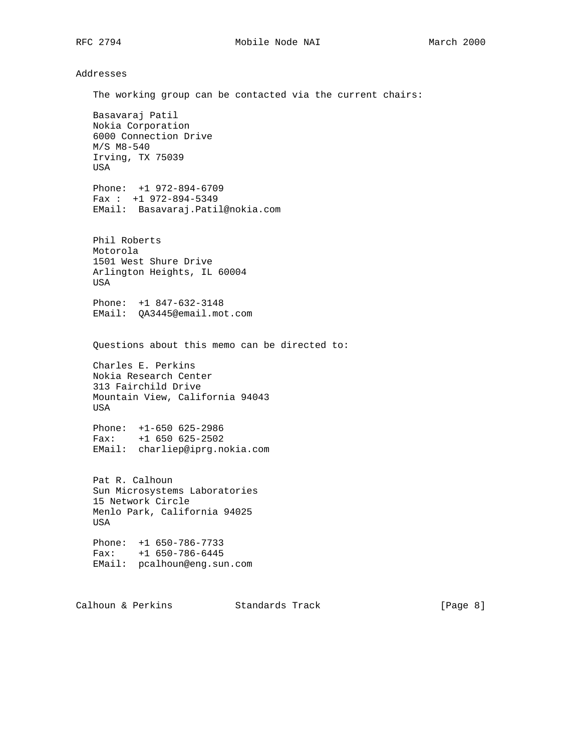## Addresses

The working group can be contacted via the current chairs:

Basavaraj Patil
Nokia Corporation
6000 Connection Drive
M/S M8-540
Irving, TX 75039
USA

Phone: +1 972-894-6709
Fax : +1 972-894-5349
EMail: Basavaraj.Patil@nokia.com

Phil Roberts
Motorola
1501 West Shure Drive
Arlington Heights, IL 60004
USA

Phone: +1 847-632-3148
EMail: QA3445@email.mot.com

Questions about this memo can be directed to:

Charles E. Perkins
Nokia Research Center
313 Fairchild Drive
Mountain View, California 94043
USA

Phone: +1-650 625-2986
Fax: +1 650 625-2502
EMail: charliep@iprg.nokia.com

Pat R. Calhoun
Sun Microsystems Laboratories
15 Network Circle
Menlo Park, California 94025
USA

Phone: +1 650-786-7733
Fax: +1 650-786-6445
EMail: pcalhoun@eng.sun.com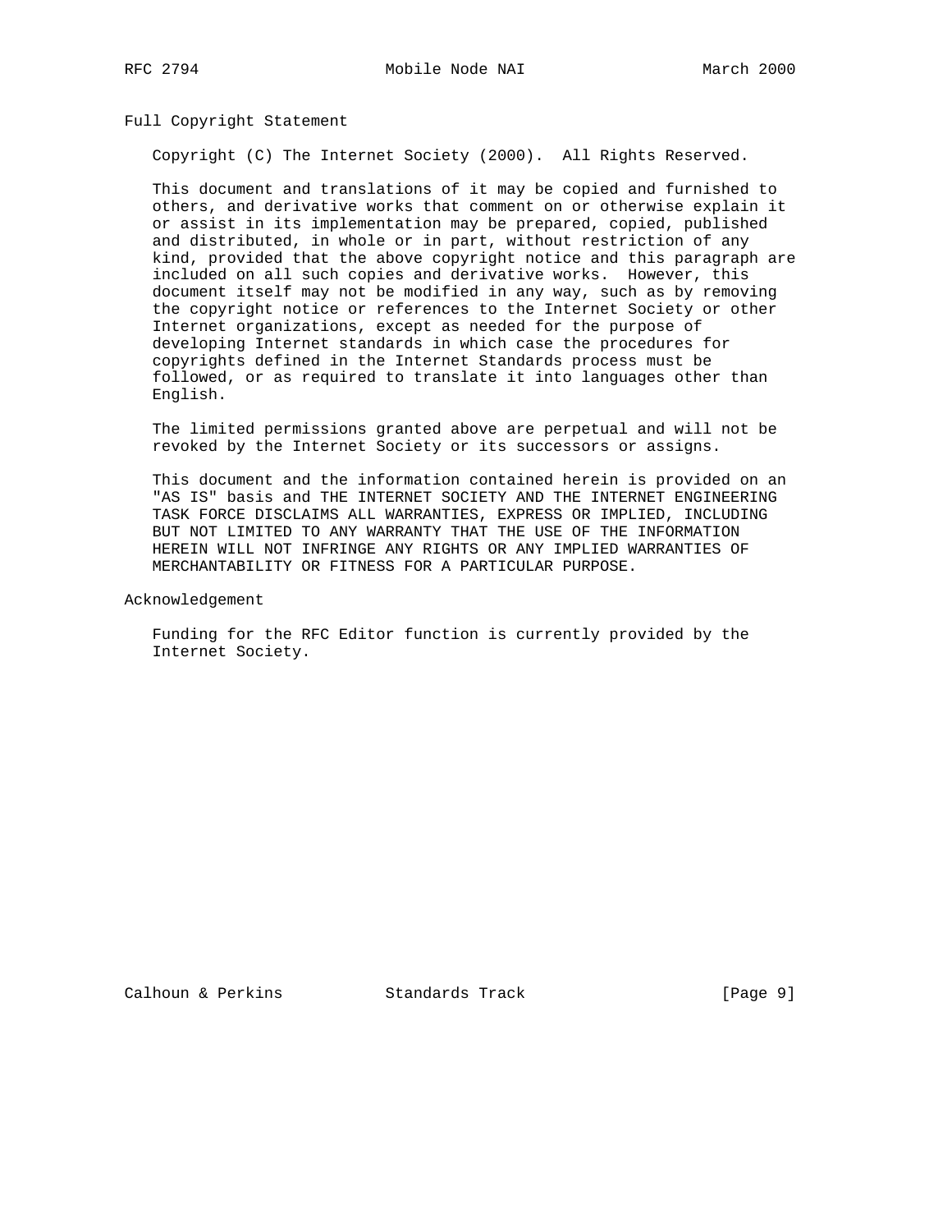## Full Copyright Statement

Copyright (C) The Internet Society (2000). All Rights Reserved.

This document and translations of it may be copied and furnished to others, and derivative works that comment on or otherwise explain it or assist in its implementation may be prepared, copied, published and distributed, in whole or in part, without restriction of any kind, provided that the above copyright notice and this paragraph are included on all such copies and derivative works. However, this document itself may not be modified in any way, such as by removing the copyright notice or references to the Internet Society or other Internet organizations, except as needed for the purpose of developing Internet standards in which case the procedures for copyrights defined in the Internet Standards process must be followed, or as required to translate it into languages other than English.

The limited permissions granted above are perpetual and will not be revoked by the Internet Society or its successors or assigns.

This document and the information contained herein is provided on an "AS IS" basis and THE INTERNET SOCIETY AND THE INTERNET ENGINEERING TASK FORCE DISCLAIMS ALL WARRANTIES, EXPRESS OR IMPLIED, INCLUDING BUT NOT LIMITED TO ANY WARRANTY THAT THE USE OF THE INFORMATION HEREIN WILL NOT INFRINGE ANY RIGHTS OR ANY IMPLIED WARRANTIES OF MERCHANTABILITY OR FITNESS FOR A PARTICULAR PURPOSE.

## Acknowledgement

Funding for the RFC Editor function is currently provided by the Internet Society.